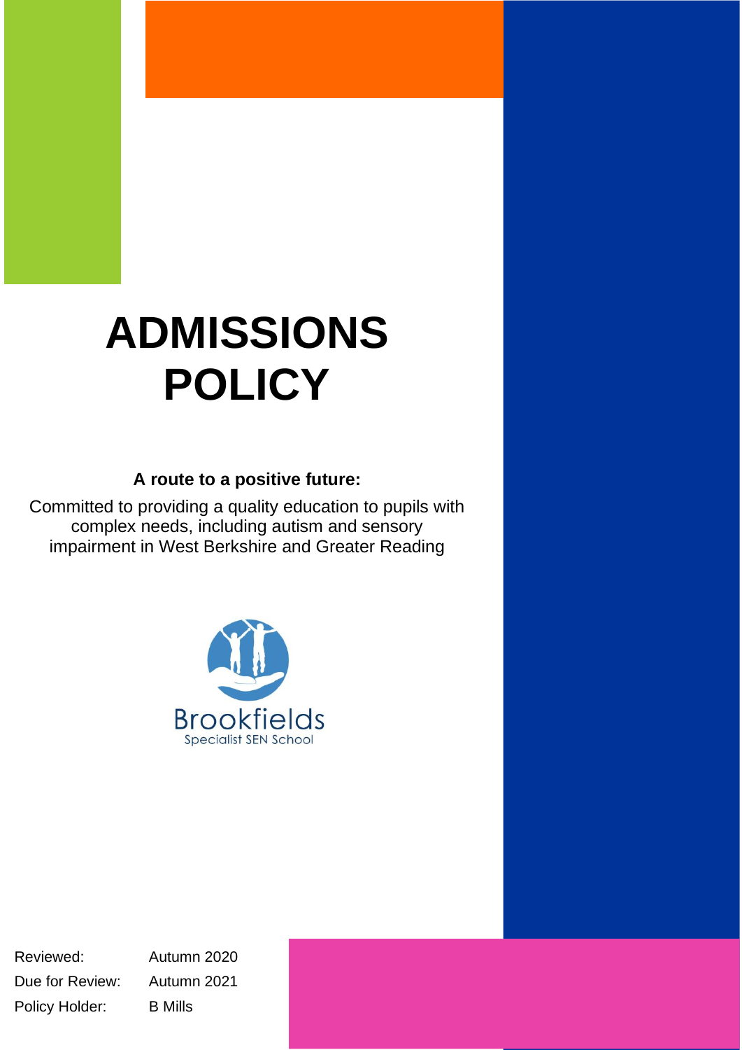# ADMISSIONS POLICY

**A route to a positive future:**

Committed to providing a quality education to pupils with complex needs, including autism and sensory impairment in West Berkshire and Greater Reading

Brookfields
Specialist SEN School

| | |
|---|---|
| Reviewed: | Autumn 2020 |
| Due for Review: | Autumn 2021 |
| Policy Holder: | B Mills |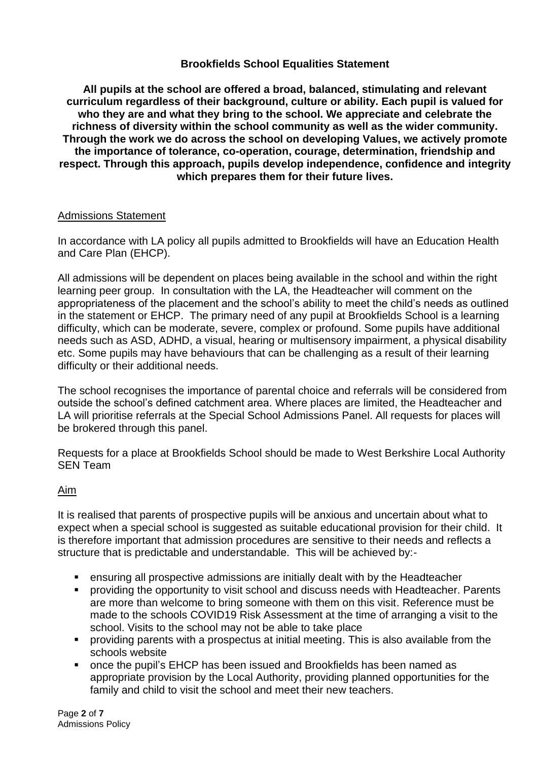## Brookfields School Equalities Statement

**All pupils at the school are offered a broad, balanced, stimulating and relevant curriculum regardless of their background, culture or ability. Each pupil is valued for who they are and what they bring to the school. We appreciate and celebrate the richness of diversity within the school community as well as the wider community. Through the work we do across the school on developing Values, we actively promote the importance of tolerance, co-operation, courage, determination, friendship and respect. Through this approach, pupils develop independence, confidence and integrity which prepares them for their future lives.**

### Admissions Statement

In accordance with LA policy all pupils admitted to Brookfields will have an Education Health and Care Plan (EHCP).

All admissions will be dependent on places being available in the school and within the right learning peer group. In consultation with the LA, the Headteacher will comment on the appropriateness of the placement and the school's ability to meet the child's needs as outlined in the statement or EHCP. The primary need of any pupil at Brookfields School is a learning difficulty, which can be moderate, severe, complex or profound. Some pupils have additional needs such as ASD, ADHD, a visual, hearing or multisensory impairment, a physical disability etc. Some pupils may have behaviours that can be challenging as a result of their learning difficulty or their additional needs.

The school recognises the importance of parental choice and referrals will be considered from outside the school's defined catchment area. Where places are limited, the Headteacher and LA will prioritise referrals at the Special School Admissions Panel. All requests for places will be brokered through this panel.

Requests for a place at Brookfields School should be made to West Berkshire Local Authority SEN Team

### Aim

It is realised that parents of prospective pupils will be anxious and uncertain about what to expect when a special school is suggested as suitable educational provision for their child. It is therefore important that admission procedures are sensitive to their needs and reflects a structure that is predictable and understandable. This will be achieved by:-

- ensuring all prospective admissions are initially dealt with by the Headteacher
- providing the opportunity to visit school and discuss needs with Headteacher. Parents are more than welcome to bring someone with them on this visit. Reference must be made to the schools COVID19 Risk Assessment at the time of arranging a visit to the school. Visits to the school may not be able to take place
- providing parents with a prospectus at initial meeting. This is also available from the schools website
- once the pupil's EHCP has been issued and Brookfields has been named as appropriate provision by the Local Authority, providing planned opportunities for the family and child to visit the school and meet their new teachers.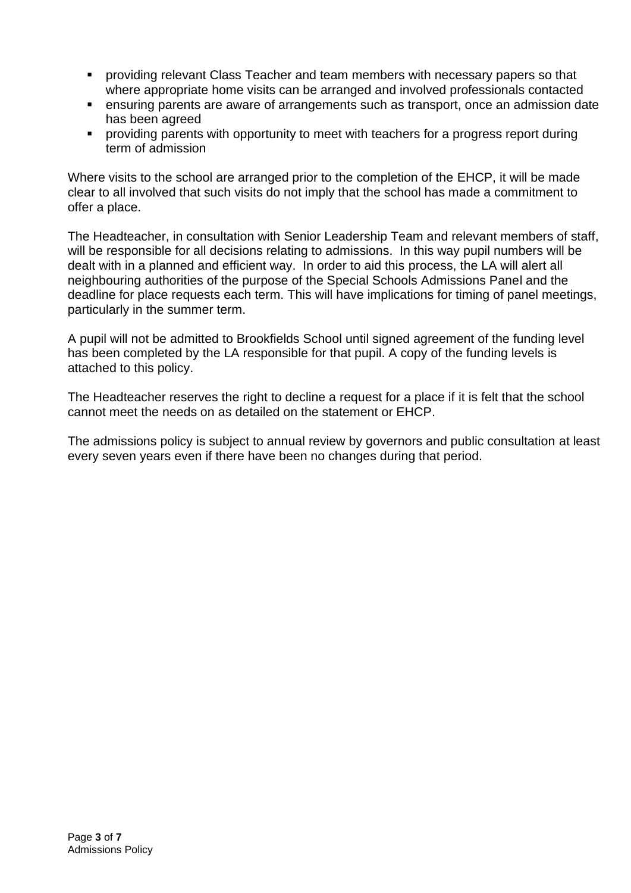- providing relevant Class Teacher and team members with necessary papers so that where appropriate home visits can be arranged and involved professionals contacted
- ensuring parents are aware of arrangements such as transport, once an admission date has been agreed
- providing parents with opportunity to meet with teachers for a progress report during term of admission

Where visits to the school are arranged prior to the completion of the EHCP, it will be made clear to all involved that such visits do not imply that the school has made a commitment to offer a place.

The Headteacher, in consultation with Senior Leadership Team and relevant members of staff, will be responsible for all decisions relating to admissions. In this way pupil numbers will be dealt with in a planned and efficient way. In order to aid this process, the LA will alert all neighbouring authorities of the purpose of the Special Schools Admissions Panel and the deadline for place requests each term. This will have implications for timing of panel meetings, particularly in the summer term.

A pupil will not be admitted to Brookfields School until signed agreement of the funding level has been completed by the LA responsible for that pupil. A copy of the funding levels is attached to this policy.

The Headteacher reserves the right to decline a request for a place if it is felt that the school cannot meet the needs on as detailed on the statement or EHCP.

The admissions policy is subject to annual review by governors and public consultation at least every seven years even if there have been no changes during that period.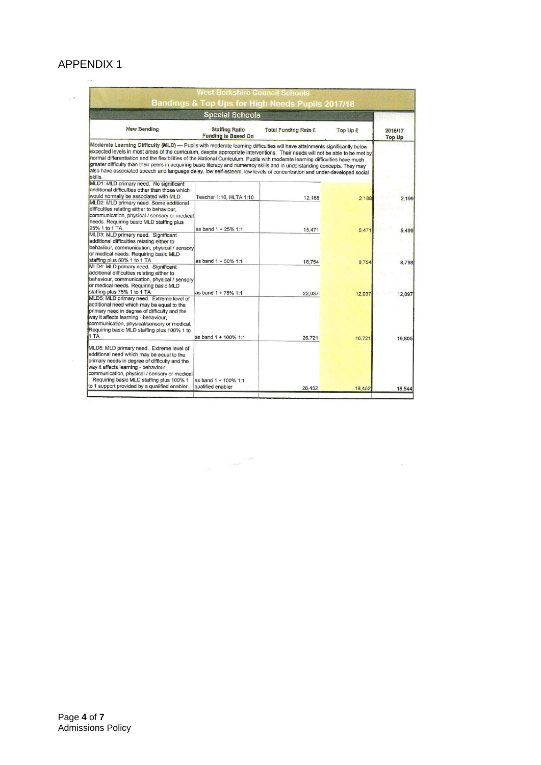# APPENDIX 1

| West Berkshire Council Schools | | | | |
|---|---|---|---|---|
| **Bandings & Top Ups for High Needs Pupils 2017/18** | | | | |
| **Special Schools** | | | | |
| **New Banding** | **Staffing Ratio Funding is Based On** | **Total Funding Rate £** | **Top Up £** | **2016/17 Top Up** |
| **Moderate Learning Difficulty (MLD)** — Pupils with moderate learning difficulties will have attainments significantly below expected levels in most areas of the curriculum, despite appropriate interventions. Their needs will not be able to be met by normal differentiation and the flexibilities of the National Curriculum. Pupils with moderate learning difficulties have much greater difficulty than their peers in acquiring basic literacy and numeracy skills and in understanding concepts. They may also have associated speech and language delay, low self-esteem, low levels of concentration and under-developed social skills. | | | | |
| MLD1: MLD primary need. No significant additional difficulties other than those which would normally be associated with MLD. | Teacher 1:10, HLTA 1:10 | 12,188 | 2,188 | 2,199 |
| MLD2: MLD primary need. Some additional difficulties relating either to behaviour, communication, physical / sensory or medical needs. Requiring basic MLD staffing plus 25% 1 to 1 TA. | as band 1 + 25% 1:1 | 15,471 | 5,471 | 5,499 |
| MLD3: MLD primary need. Significant additional difficulties relating either to behaviour, communication, physical / sensory or medical needs. Requiring basic MLD staffing plus 50% 1 to 1 TA | as band 1 + 50% 1:1 | 18,754 | 8,754 | 8,798 |
| MLD4: MLD primary need. Significant additional difficulties relating either to behaviour, communication, physical / sensory or medical needs. Requiring basic MLD staffing plus 75% 1 to 1 TA | as band 1 + 75% 1:1 | 22,037 | 12,037 | 12,097 |
| MLD5: MLD primary need. Extreme level of additional need which may be equal to the primary need in degree of difficulty and the way it affects learning - behaviour, communication, physical/sensory or medical. Requiring basic MLD staffing plus 100% 1 to 1 TA | as band 1 + 100% 1:1 | 26,721 | 16,721 | 16,805 |
| MLD6: MLD primary need. Extreme level of additional need which may be equal to the primary needs in degree of difficulty and the way it affects learning - behaviour, communication, physical / sensory or medical. Requiring basic MLD staffing plus 100% 1 to 1 support provided by a qualified enabler. | as band 1 + 100% 1:1 qualified enabler | 28,452 | 18,452 | 18,544 |

Admissions Policy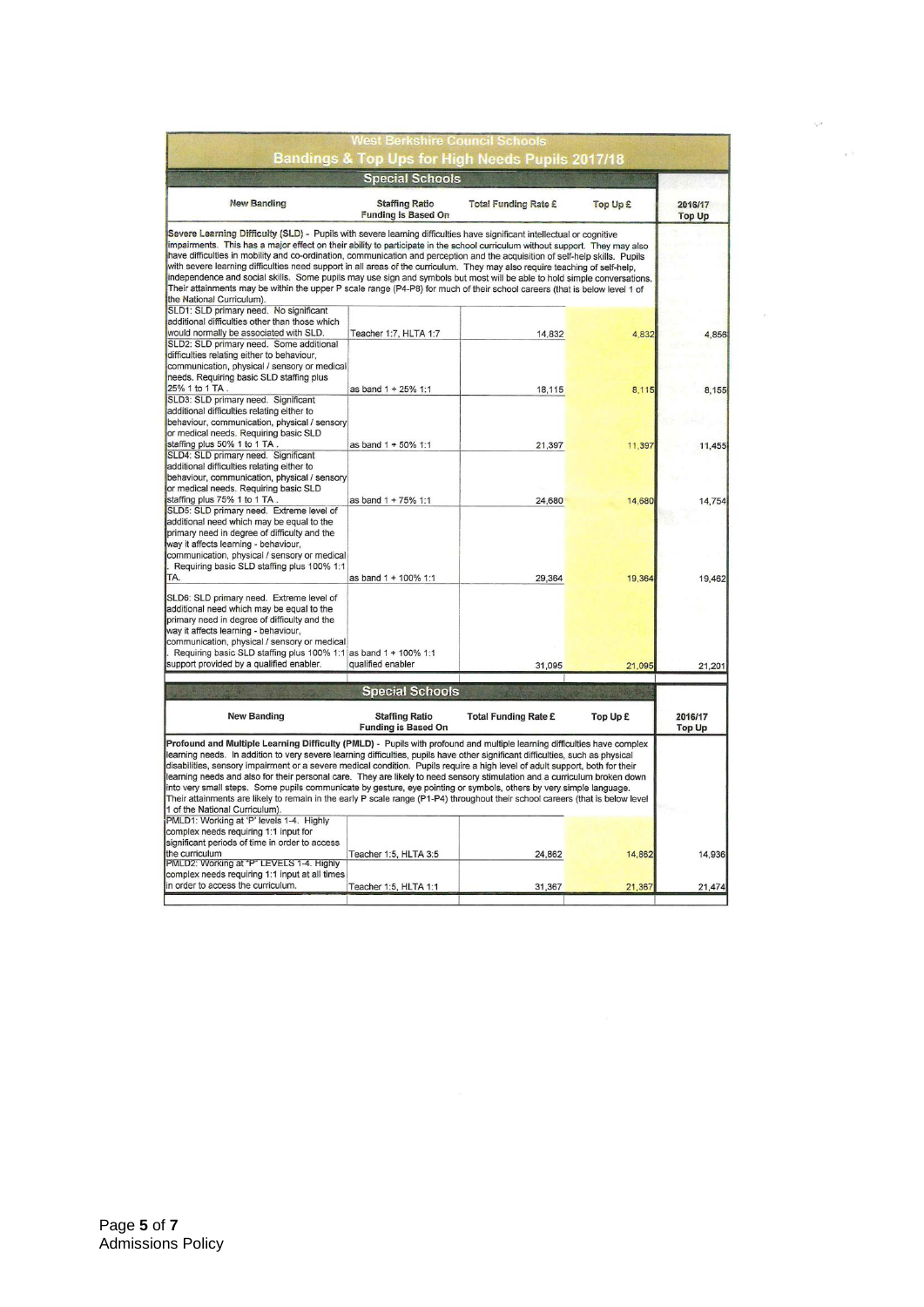## West Berkshire Council Schools

## Bandings & Top Ups for High Needs Pupils 2017/18

### Special Schools

| New Banding | Staffing Ratio Funding is Based On | Total Funding Rate £ | Top Up £ | 2016/17 Top Up |
|---|---|---|---|---|
| **Severe Learning Difficulty (SLD)** - Pupils with severe learning difficulties have significant intellectual or cognitive impairments. This has a major effect on their ability to participate in the school curriculum without support. They may also have difficulties in mobility and co-ordination, communication and perception and the acquisition of self-help skills. Pupils with severe learning difficulties need support in all areas of the curriculum. They may also require teaching of self-help, independence and social skills. Some pupils may use sign and symbols but most will be able to hold simple conversations. Their attainments may be within the upper P scale range (P4-P8) for much of their school careers (that is below level 1 of the National Curriculum). | | | | |
| SLD1: SLD primary need. No significant additional difficulties other than those which would normally be associated with SLD. | Teacher 1:7, HLTA 1:7 | 14,832 | 4,832 | 4,856 |
| SLD2: SLD primary need. Some additional difficulties relating either to behaviour, communication, physical / sensory or medical needs. Requiring basic SLD staffing plus 25% 1 to 1 TA. | as band 1 + 25% 1:1 | 18,115 | 8,115 | 8,155 |
| SLD3: SLD primary need. Significant additional difficulties relating either to behaviour, communication, physical / sensory or medical needs. Requiring basic SLD staffing plus 50% 1 to 1 TA. | as band 1 + 50% 1:1 | 21,397 | 11,397 | 11,455 |
| SLD4: SLD primary need. Significant additional difficulties relating either to behaviour, communication, physical / sensory or medical needs. Requiring basic SLD staffing plus 75% 1 to 1 TA. | as band 1 + 75% 1:1 | 24,680 | 14,680 | 14,754 |
| SLD5: SLD primary need. Extreme level of additional need which may be equal to the primary need in degree of difficulty and the way it affects learning - behaviour, communication, physical / sensory or medical. Requiring basic SLD staffing plus 100% 1:1 TA. | as band 1 + 100% 1:1 | 29,364 | 19,364 | 19,462 |
| SLD6: SLD primary need. Extreme level of additional need which may be equal to the primary need in degree of difficulty and the way it affects learning - behaviour, communication, physical / sensory or medical. Requiring basic SLD staffing plus 100% 1:1 support provided by a qualified enabler. | as band 1 + 100% 1:1 qualified enabler | 31,095 | 21,095 | 21,201 |

### Special Schools

| New Banding | Staffing Ratio Funding is Based On | Total Funding Rate £ | Top Up £ | 2016/17 Top Up |
|---|---|---|---|---|
| **Profound and Multiple Learning Difficulty (PMLD)** - Pupils with profound and multiple learning difficulties have complex learning needs. In addition to very severe learning difficulties, pupils have other significant difficulties, such as physical disabilities, sensory impairment or a severe medical condition. Pupils require a high level of adult support, both for their learning needs and also for their personal care. They are likely to need sensory stimulation and a curriculum broken down into very small steps. Some pupils communicate by gesture, eye pointing or symbols, others by very simple language. Their attainments are likely to remain in the early P scale range (P1-P4) throughout their school careers (that is below level 1 of the National Curriculum). | | | | |
| PMLD1: Working at 'P' levels 1-4. Highly complex needs requiring 1:1 input for significant periods of time in order to access the curriculum | Teacher 1:5, HLTA 3:5 | 24,862 | 14,862 | 14,936 |
| PMLD2: Working at "P" LEVELS 1-4. Highly complex needs requiring 1:1 input at all times in order to access the curriculum. | Teacher 1:5, HLTA 1:1 | 31,367 | 21,367 | 21,474 |

Admissions Policy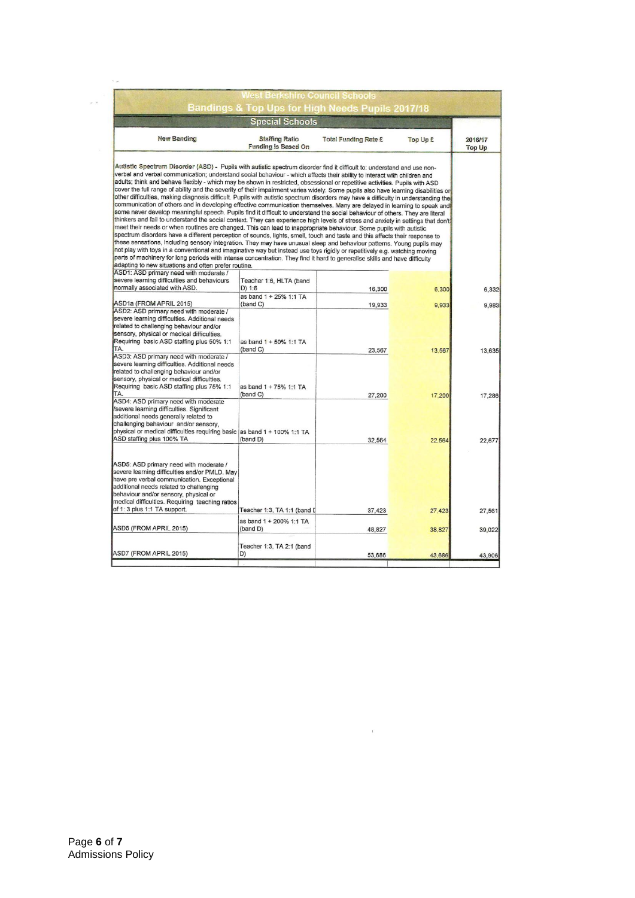| West Berkshire Council Schools | | | | |
|---|---|---|---|---|
| **Bandings & Top Ups for High Needs Pupils 2017/18** | | | | |
| **Special Schools** | | | | |
| **New Banding** | **Staffing Ratio Funding is Based On** | **Total Funding Rate £** | **Top Up £** | **2016/17 Top Up** |
| **Autistic Spectrum Disorder (ASD) -** Pupils with autistic spectrum disorder find it difficult to: understand and use non-verbal and verbal communication; understand social behaviour - which affects their ability to interact with children and adults; think and behave flexibly - which may be shown in restricted, obsessional or repetitive activities. Pupils with ASD cover the full range of ability and the severity of their impairment varies widely. Some pupils also have learning disabilities or other difficulties, making diagnosis difficult. Pupils with autistic spectrum disorders may have a difficulty in understanding the communication of others and in developing effective communication themselves. Many are delayed in learning to speak and some never develop meaningful speech. Pupils find it difficult to understand the social behaviour of others. They are literal thinkers and fail to understand the social context. They can experience high levels of stress and anxiety in settings that don't meet their needs or when routines are changed. This can lead to inappropriate behaviour. Some pupils with autistic spectrum disorders have a different perception of sounds, lights, smell, touch and taste and this affects their response to these sensations, including sensory integration. They may have unusual sleep and behaviour patterns. Young pupils may not play with toys in a conventional and imaginative way but instead use toys rigidly or repetitively e.g. watching moving parts of machinery for long periods with intense concentration. They find it hard to generalise skills and have difficulty adapting to new situations and often prefer routine. | | | | |
| ASD1: ASD primary need with moderate / severe learning difficulties and behaviours normally associated with ASD. | Teacher 1:6, HLTA (band D) 1:6 | 16,300 | 6,300 | 6,332 |
| ASD1a (FROM APRIL 2015) | as band 1 + 25% 1:1 TA (band C) | 19,933 | 9,933 | 9,983 |
| ASD2: ASD primary need with moderate / severe learning difficulties. Additional needs related to challenging behaviour and/or sensory, physical or medical difficulties. Requiring basic ASD staffing plus 50% 1:1 TA. | as band 1 + 50% 1:1 TA (band C) | 23,567 | 13,567 | 13,635 |
| ASD3: ASD primary need with moderate / severe learning difficulties. Additional needs related to challenging behaviour and/or sensory, physical or medical difficulties. Requiring basic ASD staffing plus 75% 1:1 TA. | as band 1 + 75% 1:1 TA (band C) | 27,200 | 17,200 | 17,286 |
| ASD4: ASD primary need with moderate /severe learning difficulties. Significant additional needs generally related to challenging behaviour and/or sensory, physical or medical difficulties requiring basic ASD staffing plus 100% TA | as band 1 + 100% 1:1 TA (band D) | 32,564 | 22,564 | 22,677 |
| ASD5: ASD primary need with moderate / severe learning difficulties and/or PMLD. May have pre verbal communication. Exceptional additional needs related to challenging behaviour and/or sensory, physical or medical difficulties. Requiring teaching ratios of 1: 3 plus 1:1 TA support. | Teacher 1:3, TA 1:1 (band D | 37,423 | 27,423 | 27,561 |
| ASD6 (FROM APRIL 2015) | as band 1 + 200% 1:1 TA (band D) | 48,827 | 38,827 | 39,022 |
| ASD7 (FROM APRIL 2015) | Teacher 1:3, TA 2:1 (band D) | 53,686 | 43,686 | 43,906 |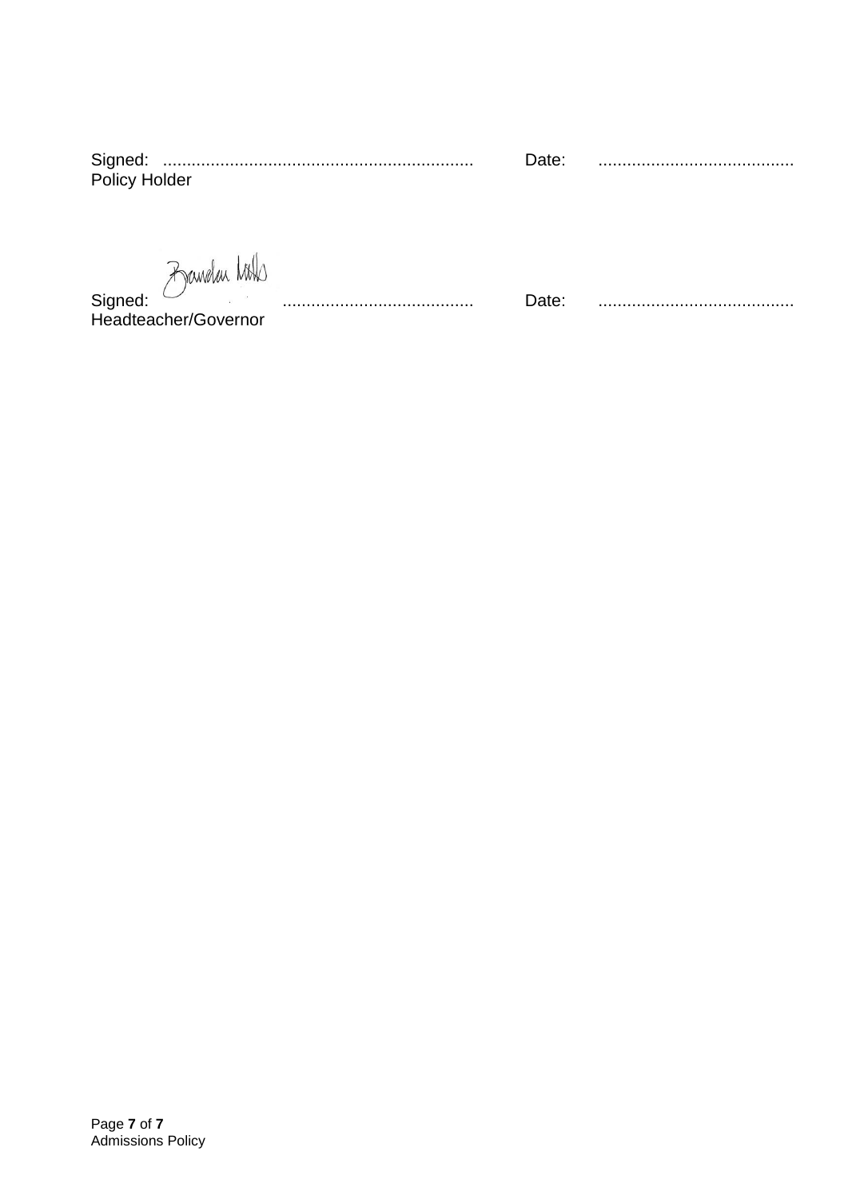Signed: ................................................................ Date: .........................................
Policy Holder

Signed: ....................................... Date: .........................................
Headteacher/Governor